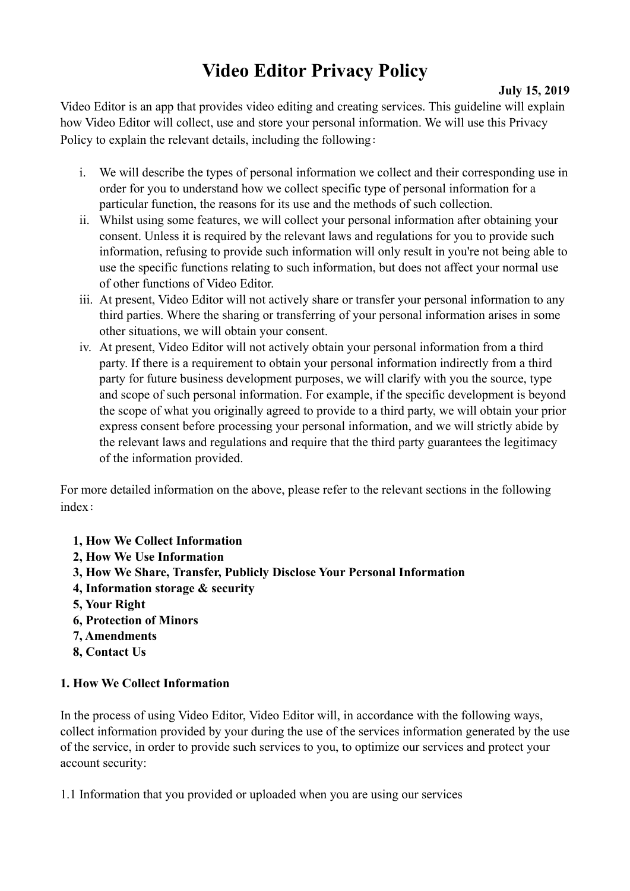# Video Editor Privacy Policy

**July 15, 2019**

Video Editor is an app that provides video editing and creating services. This guideline will explain how Video Editor will collect, use and store your personal information. We will use this Privacy Policy to explain the relevant details, including the following：

i. We will describe the types of personal information we collect and their corresponding use in order for you to understand how we collect specific type of personal information for a particular function, the reasons for its use and the methods of such collection.
ii. Whilst using some features, we will collect your personal information after obtaining your consent. Unless it is required by the relevant laws and regulations for you to provide such information, refusing to provide such information will only result in you're not being able to use the specific functions relating to such information, but does not affect your normal use of other functions of Video Editor.
iii. At present, Video Editor will not actively share or transfer your personal information to any third parties. Where the sharing or transferring of your personal information arises in some other situations, we will obtain your consent.
iv. At present, Video Editor will not actively obtain your personal information from a third party. If there is a requirement to obtain your personal information indirectly from a third party for future business development purposes, we will clarify with you the source, type and scope of such personal information. For example, if the specific development is beyond the scope of what you originally agreed to provide to a third party, we will obtain your prior express consent before processing your personal information, and we will strictly abide by the relevant laws and regulations and require that the third party guarantees the legitimacy of the information provided.

For more detailed information on the above, please refer to the relevant sections in the following index：

**1, How We Collect Information**
**2, How We Use Information**
**3, How We Share, Transfer, Publicly Disclose Your Personal Information**
**4, Information storage & security**
**5, Your Right**
**6, Protection of Minors**
**7, Amendments**
**8, Contact Us**

## 1. How We Collect Information

In the process of using Video Editor, Video Editor will, in accordance with the following ways, collect information provided by your during the use of the services information generated by the use of the service, in order to provide such services to you, to optimize our services and protect your account security:

1.1 Information that you provided or uploaded when you are using our services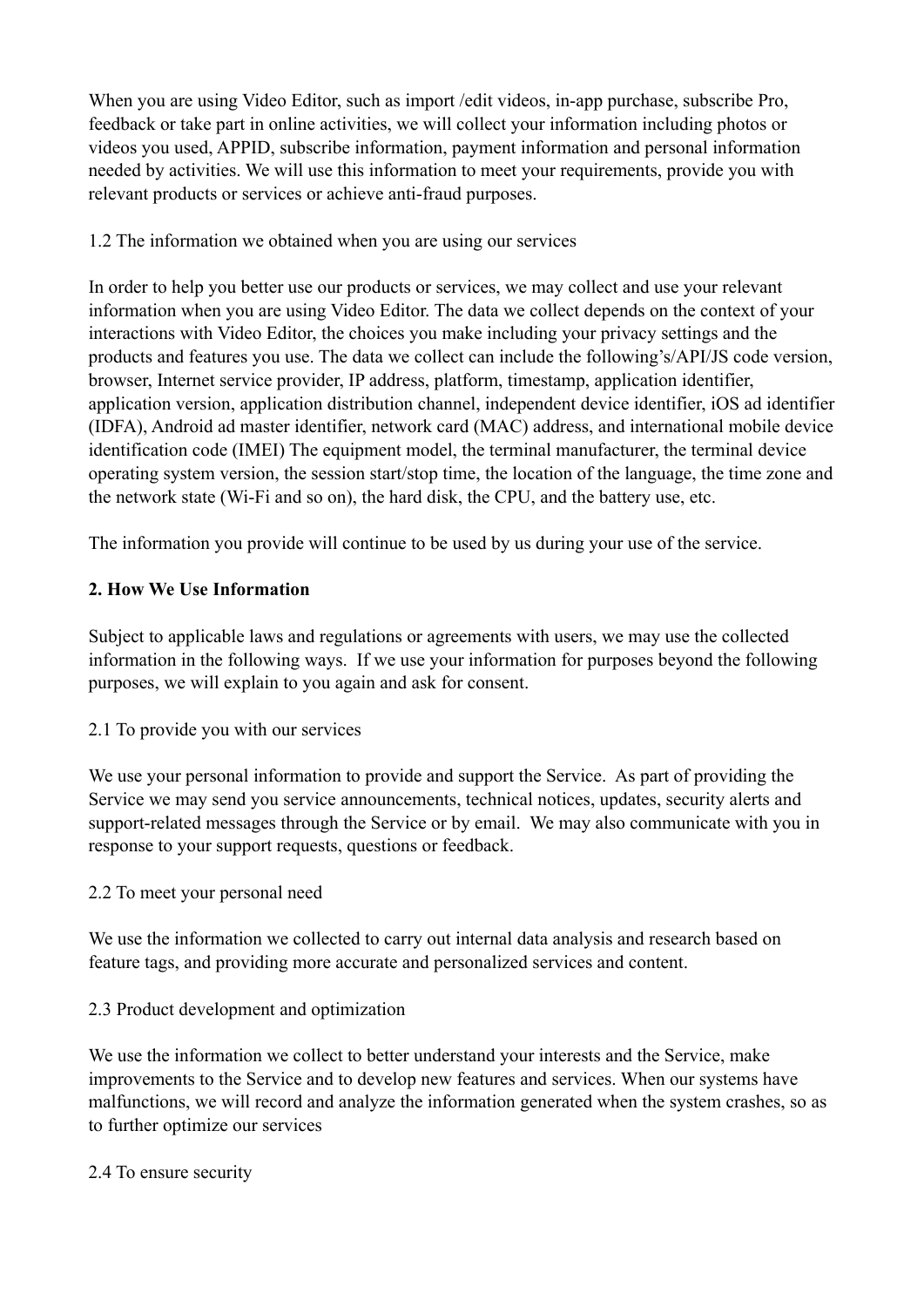When you are using Video Editor, such as import /edit videos, in-app purchase, subscribe Pro, feedback or take part in online activities, we will collect your information including photos or videos you used, APPID, subscribe information, payment information and personal information needed by activities. We will use this information to meet your requirements, provide you with relevant products or services or achieve anti-fraud purposes.

1.2 The information we obtained when you are using our services

In order to help you better use our products or services, we may collect and use your relevant information when you are using Video Editor. The data we collect depends on the context of your interactions with Video Editor, the choices you make including your privacy settings and the products and features you use. The data we collect can include the following's/API/JS code version, browser, Internet service provider, IP address, platform, timestamp, application identifier, application version, application distribution channel, independent device identifier, iOS ad identifier (IDFA), Android ad master identifier, network card (MAC) address, and international mobile device identification code (IMEI) The equipment model, the terminal manufacturer, the terminal device operating system version, the session start/stop time, the location of the language, the time zone and the network state (Wi-Fi and so on), the hard disk, the CPU, and the battery use, etc.

The information you provide will continue to be used by us during your use of the service.

**2. How We Use Information**

Subject to applicable laws and regulations or agreements with users, we may use the collected information in the following ways. If we use your information for purposes beyond the following purposes, we will explain to you again and ask for consent.

2.1 To provide you with our services

We use your personal information to provide and support the Service. As part of providing the Service we may send you service announcements, technical notices, updates, security alerts and support-related messages through the Service or by email. We may also communicate with you in response to your support requests, questions or feedback.

2.2 To meet your personal need

We use the information we collected to carry out internal data analysis and research based on feature tags, and providing more accurate and personalized services and content.

2.3 Product development and optimization

We use the information we collect to better understand your interests and the Service, make improvements to the Service and to develop new features and services. When our systems have malfunctions, we will record and analyze the information generated when the system crashes, so as to further optimize our services

2.4 To ensure security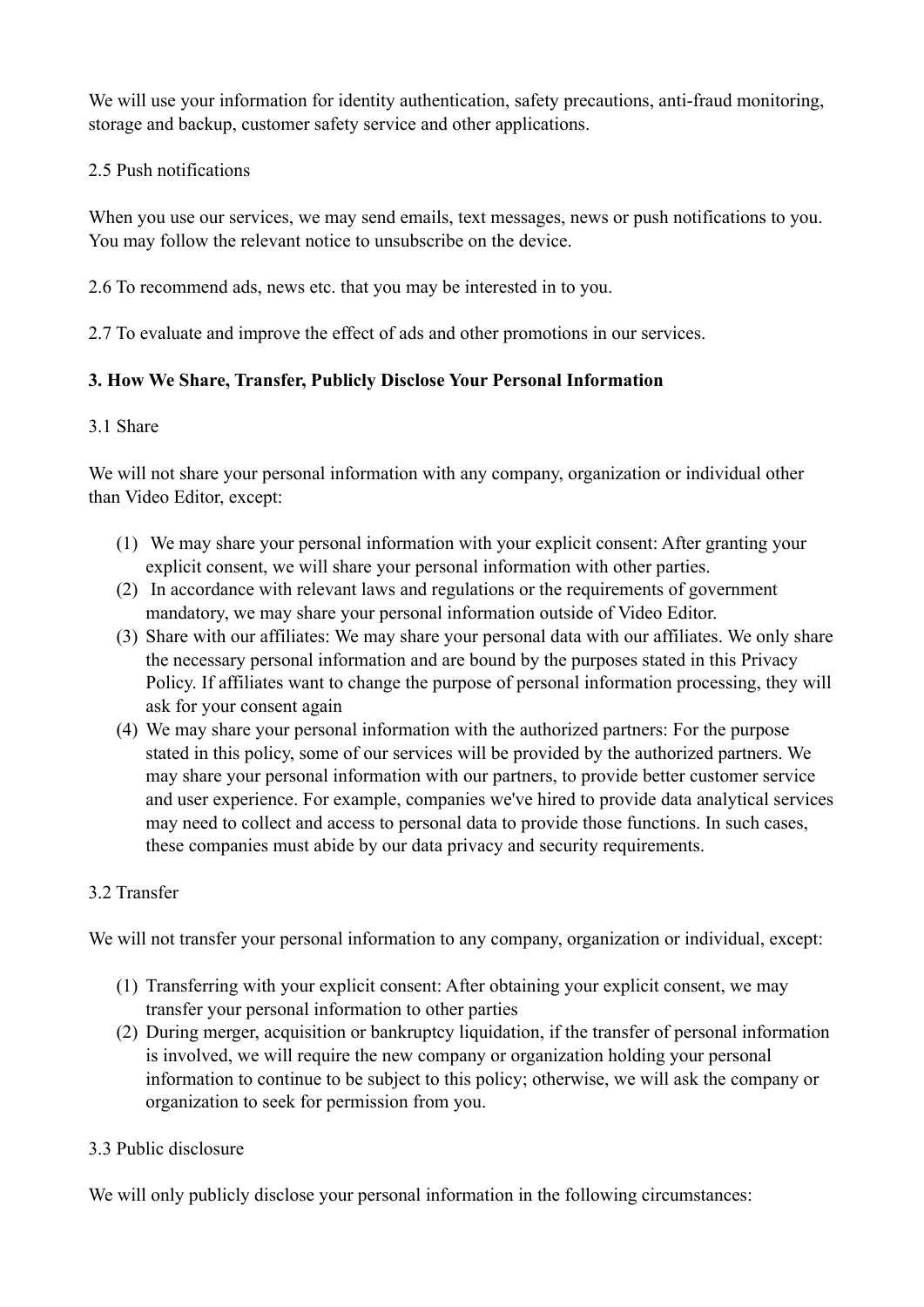We will use your information for identity authentication, safety precautions, anti-fraud monitoring, storage and backup, customer safety service and other applications.

2.5 Push notifications

When you use our services, we may send emails, text messages, news or push notifications to you. You may follow the relevant notice to unsubscribe on the device.

2.6 To recommend ads, news etc. that you may be interested in to you.

2.7 To evaluate and improve the effect of ads and other promotions in our services.

**3. How We Share, Transfer, Publicly Disclose Your Personal Information**

3.1 Share

We will not share your personal information with any company, organization or individual other than Video Editor, except:

(1) We may share your personal information with your explicit consent: After granting your explicit consent, we will share your personal information with other parties.
(2) In accordance with relevant laws and regulations or the requirements of government mandatory, we may share your personal information outside of Video Editor.
(3) Share with our affiliates: We may share your personal data with our affiliates. We only share the necessary personal information and are bound by the purposes stated in this Privacy Policy. If affiliates want to change the purpose of personal information processing, they will ask for your consent again
(4) We may share your personal information with the authorized partners: For the purpose stated in this policy, some of our services will be provided by the authorized partners. We may share your personal information with our partners, to provide better customer service and user experience. For example, companies we've hired to provide data analytical services may need to collect and access to personal data to provide those functions. In such cases, these companies must abide by our data privacy and security requirements.

3.2 Transfer

We will not transfer your personal information to any company, organization or individual, except:

(1) Transferring with your explicit consent: After obtaining your explicit consent, we may transfer your personal information to other parties
(2) During merger, acquisition or bankruptcy liquidation, if the transfer of personal information is involved, we will require the new company or organization holding your personal information to continue to be subject to this policy; otherwise, we will ask the company or organization to seek for permission from you.

3.3 Public disclosure

We will only publicly disclose your personal information in the following circumstances: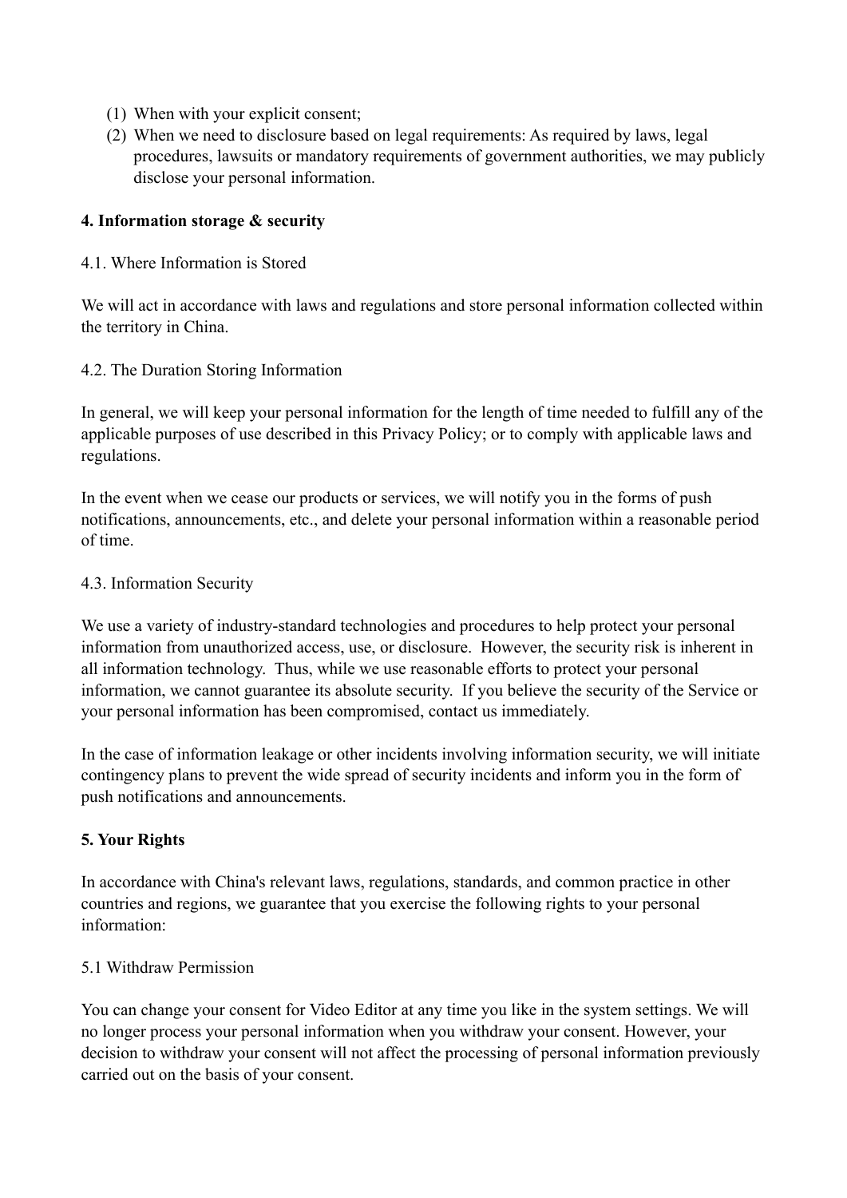(1) When with your explicit consent;
(2) When we need to disclosure based on legal requirements: As required by laws, legal procedures, lawsuits or mandatory requirements of government authorities, we may publicly disclose your personal information.

**4. Information storage & security**

4.1. Where Information is Stored

We will act in accordance with laws and regulations and store personal information collected within the territory in China.

4.2. The Duration Storing Information

In general, we will keep your personal information for the length of time needed to fulfill any of the applicable purposes of use described in this Privacy Policy; or to comply with applicable laws and regulations.

In the event when we cease our products or services, we will notify you in the forms of push notifications, announcements, etc., and delete your personal information within a reasonable period of time.

4.3. Information Security

We use a variety of industry-standard technologies and procedures to help protect your personal information from unauthorized access, use, or disclosure. However, the security risk is inherent in all information technology. Thus, while we use reasonable efforts to protect your personal information, we cannot guarantee its absolute security. If you believe the security of the Service or your personal information has been compromised, contact us immediately.

In the case of information leakage or other incidents involving information security, we will initiate contingency plans to prevent the wide spread of security incidents and inform you in the form of push notifications and announcements.

**5. Your Rights**

In accordance with China's relevant laws, regulations, standards, and common practice in other countries and regions, we guarantee that you exercise the following rights to your personal information:

5.1 Withdraw Permission

You can change your consent for Video Editor at any time you like in the system settings. We will no longer process your personal information when you withdraw your consent. However, your decision to withdraw your consent will not affect the processing of personal information previously carried out on the basis of your consent.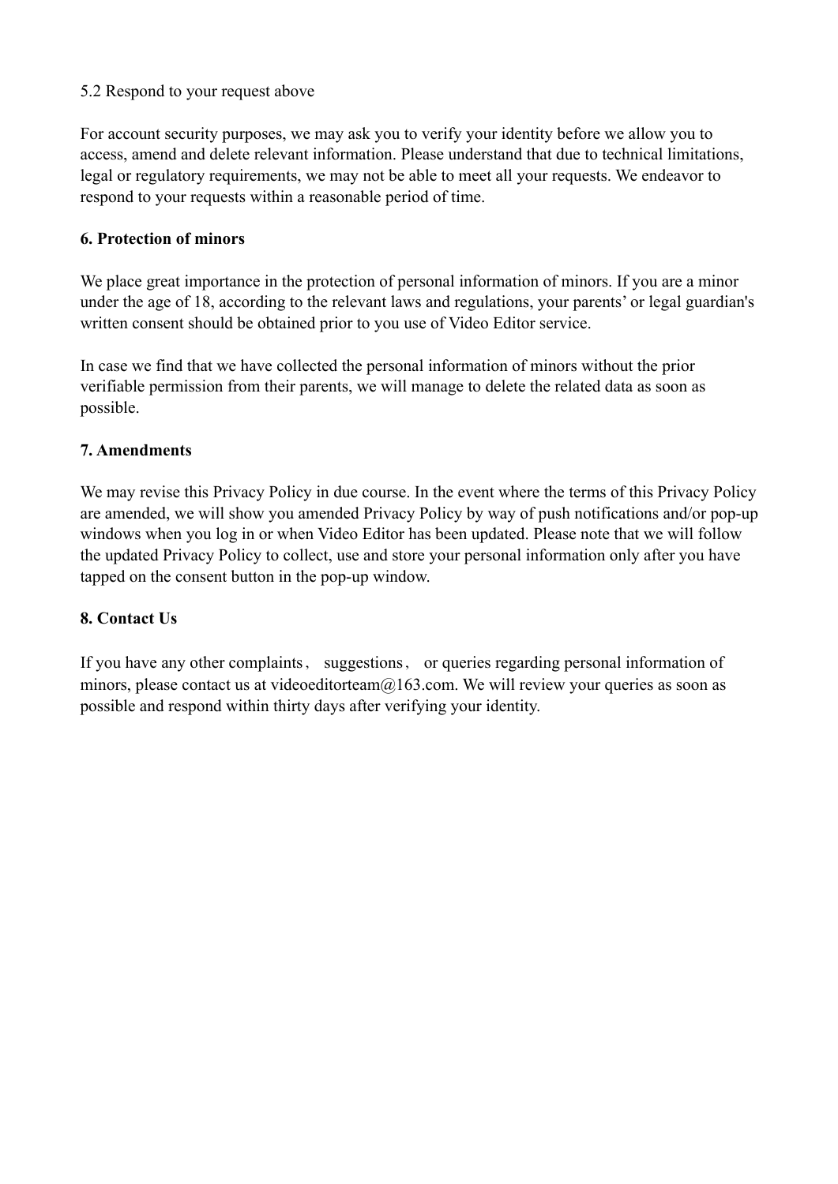5.2 Respond to your request above

For account security purposes, we may ask you to verify your identity before we allow you to access, amend and delete relevant information. Please understand that due to technical limitations, legal or regulatory requirements, we may not be able to meet all your requests. We endeavor to respond to your requests within a reasonable period of time.

**6. Protection of minors**

We place great importance in the protection of personal information of minors. If you are a minor under the age of 18, according to the relevant laws and regulations, your parents' or legal guardian's written consent should be obtained prior to you use of Video Editor service.

In case we find that we have collected the personal information of minors without the prior verifiable permission from their parents, we will manage to delete the related data as soon as possible.

**7. Amendments**

We may revise this Privacy Policy in due course. In the event where the terms of this Privacy Policy are amended, we will show you amended Privacy Policy by way of push notifications and/or pop-up windows when you log in or when Video Editor has been updated. Please note that we will follow the updated Privacy Policy to collect, use and store your personal information only after you have tapped on the consent button in the pop-up window.

**8. Contact Us**

If you have any other complaints， suggestions， or queries regarding personal information of minors, please contact us at videoeditorteam@163.com. We will review your queries as soon as possible and respond within thirty days after verifying your identity.